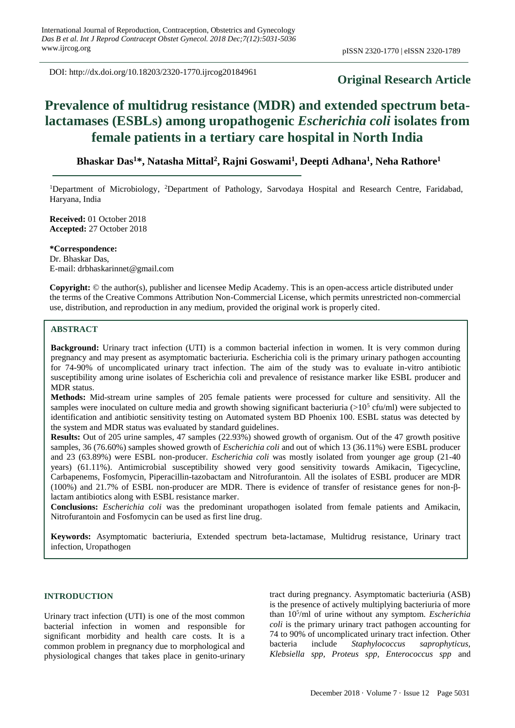DOI: http://dx.doi.org/10.18203/2320-1770.ijrcog20184961

**Original Research Article**

# Prevalence of multidrug resistance (MDR) and extended spectrum beta-lactamases (ESBLs) among uropathogenic *Escherichia coli* isolates from female patients in a tertiary care hospital in North India

**Bhaskar Das[1]*, Natasha Mittal[2], Rajni Goswami[1], Deepti Adhana[1], Neha Rathore[1]**

[1]Department of Microbiology, [2]Department of Pathology, Sarvodaya Hospital and Research Centre, Faridabad, Haryana, India

**Received:** 01 October 2018
**Accepted:** 27 October 2018

**\*Correspondence:**
Dr. Bhaskar Das,
E-mail: drbhaskarinnet@gmail.com

**Copyright:** © the author(s), publisher and licensee Medip Academy. This is an open-access article distributed under the terms of the Creative Commons Attribution Non-Commercial License, which permits unrestricted non-commercial use, distribution, and reproduction in any medium, provided the original work is properly cited.

## ABSTRACT

**Background:** Urinary tract infection (UTI) is a common bacterial infection in women. It is very common during pregnancy and may present as asymptomatic bacteriuria. Escherichia coli is the primary urinary pathogen accounting for 74-90% of uncomplicated urinary tract infection. The aim of the study was to evaluate in-vitro antibiotic susceptibility among urine isolates of Escherichia coli and prevalence of resistance marker like ESBL producer and MDR status.

**Methods:** Mid-stream urine samples of 205 female patients were processed for culture and sensitivity. All the samples were inoculated on culture media and growth showing significant bacteriuria ($>10^5$ cfu/ml) were subjected to identification and antibiotic sensitivity testing on Automated system BD Phoenix 100. ESBL status was detected by the system and MDR status was evaluated by standard guidelines.

**Results:** Out of 205 urine samples, 47 samples (22.93%) showed growth of organism. Out of the 47 growth positive samples, 36 (76.60%) samples showed growth of *Escherichia coli* and out of which 13 (36.11%) were ESBL producer and 23 (63.89%) were ESBL non-producer. *Escherichia coli* was mostly isolated from younger age group (21-40 years) (61.11%). Antimicrobial susceptibility showed very good sensitivity towards Amikacin, Tigecycline, Carbapenems, Fosfomycin, Piperacillin-tazobactam and Nitrofurantoin. All the isolates of ESBL producer are MDR (100%) and 21.7% of ESBL non-producer are MDR. There is evidence of transfer of resistance genes for non-β-lactam antibiotics along with ESBL resistance marker.

**Conclusions:** *Escherichia coli* was the predominant uropathogen isolated from female patients and Amikacin, Nitrofurantoin and Fosfomycin can be used as first line drug.

**Keywords:** Asymptomatic bacteriuria, Extended spectrum beta-lactamase, Multidrug resistance, Urinary tract infection, Uropathogen

## INTRODUCTION

Urinary tract infection (UTI) is one of the most common bacterial infection in women and responsible for significant morbidity and health care costs. It is a common problem in pregnancy due to morphological and physiological changes that takes place in genito-urinary tract during pregnancy. Asymptomatic bacteriuria (ASB) is the presence of actively multiplying bacteriuria of more than $10^5$/ml of urine without any symptom. *Escherichia coli* is the primary urinary tract pathogen accounting for 74 to 90% of uncomplicated urinary tract infection. Other bacteria include *Staphylococcus saprophyticus, Klebsiella spp, Proteus spp, Enterococcus spp* and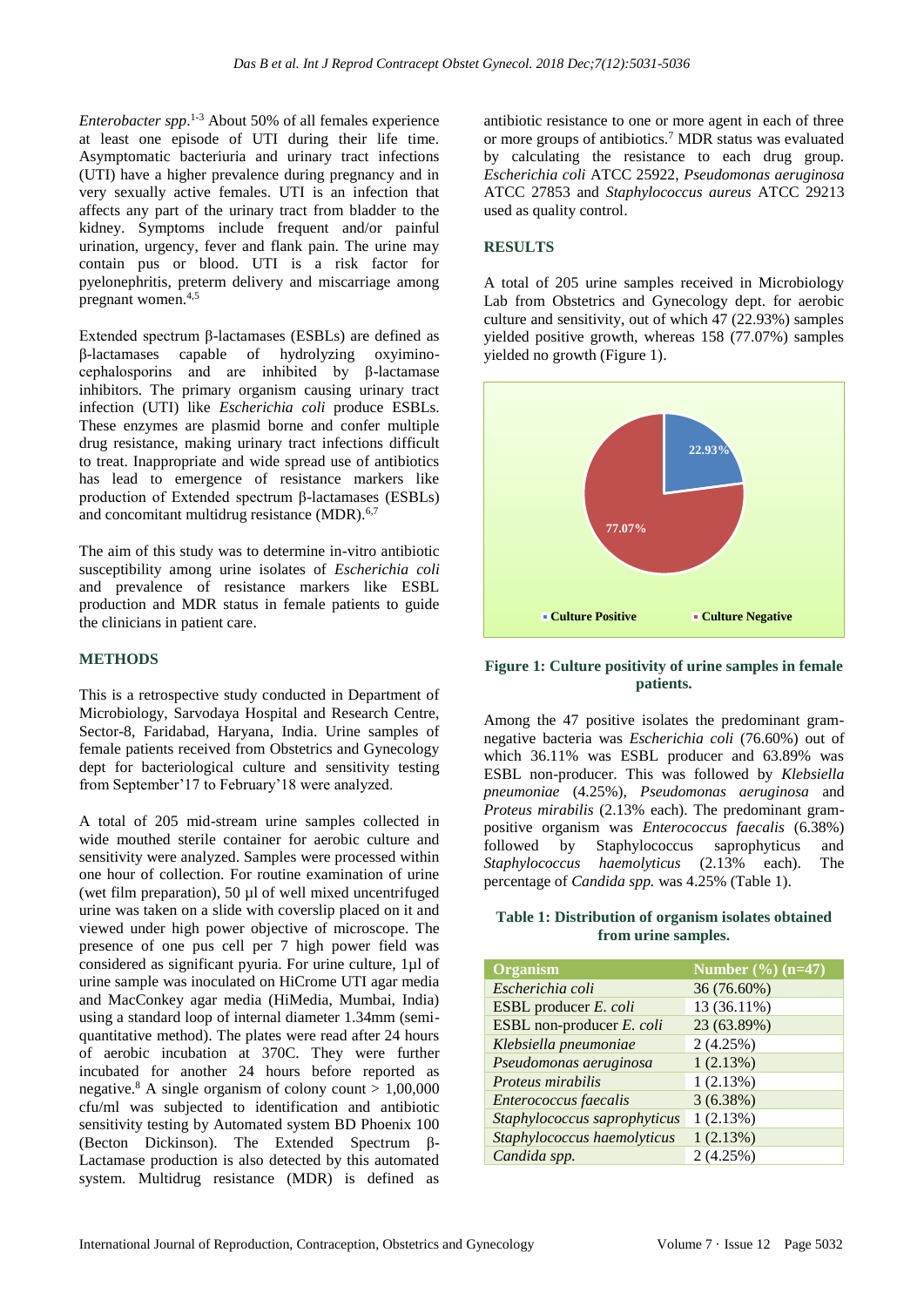*Enterobacter spp*.[1-3] About 50% of all females experience at least one episode of UTI during their life time. Asymptomatic bacteriuria and urinary tract infections (UTI) have a higher prevalence during pregnancy and in very sexually active females. UTI is an infection that affects any part of the urinary tract from bladder to the kidney. Symptoms include frequent and/or painful urination, urgency, fever and flank pain. The urine may contain pus or blood. UTI is a risk factor for pyelonephritis, preterm delivery and miscarriage among pregnant women.[4,5]

Extended spectrum β-lactamases (ESBLs) are defined as β-lactamases capable of hydrolyzing oxyimino-cephalosporins and are inhibited by β-lactamase inhibitors. The primary organism causing urinary tract infection (UTI) like *Escherichia coli* produce ESBLs. These enzymes are plasmid borne and confer multiple drug resistance, making urinary tract infections difficult to treat. Inappropriate and wide spread use of antibiotics has lead to emergence of resistance markers like production of Extended spectrum β-lactamases (ESBLs) and concomitant multidrug resistance (MDR).[6,7]

The aim of this study was to determine in-vitro antibiotic susceptibility among urine isolates of *Escherichia coli* and prevalence of resistance markers like ESBL production and MDR status in female patients to guide the clinicians in patient care.

## METHODS

This is a retrospective study conducted in Department of Microbiology, Sarvodaya Hospital and Research Centre, Sector-8, Faridabad, Haryana, India. Urine samples of female patients received from Obstetrics and Gynecology dept for bacteriological culture and sensitivity testing from September'17 to February'18 were analyzed.

A total of 205 mid-stream urine samples collected in wide mouthed sterile container for aerobic culture and sensitivity were analyzed. Samples were processed within one hour of collection. For routine examination of urine (wet film preparation), 50 µl of well mixed uncentrifuged urine was taken on a slide with coverslip placed on it and viewed under high power objective of microscope. The presence of one pus cell per 7 high power field was considered as significant pyuria. For urine culture, 1µl of urine sample was inoculated on HiCrome UTI agar media and MacConkey agar media (HiMedia, Mumbai, India) using a standard loop of internal diameter 1.34mm (semi-quantitative method). The plates were read after 24 hours of aerobic incubation at 370C. They were further incubated for another 24 hours before reported as negative.[8] A single organism of colony count > 1,00,000 cfu/ml was subjected to identification and antibiotic sensitivity testing by Automated system BD Phoenix 100 (Becton Dickinson). The Extended Spectrum β-Lactamase production is also detected by this automated system. Multidrug resistance (MDR) is defined as antibiotic resistance to one or more agent in each of three or more groups of antibiotics.[7] MDR status was evaluated by calculating the resistance to each drug group. *Escherichia coli* ATCC 25922, *Pseudomonas aeruginosa* ATCC 27853 and *Staphylococcus aureus* ATCC 29213 used as quality control.

## RESULTS

A total of 205 urine samples received in Microbiology Lab from Obstetrics and Gynecology dept. for aerobic culture and sensitivity, out of which 47 (22.93%) samples yielded positive growth, whereas 158 (77.07%) samples yielded no growth (Figure 1).

**Figure 1: Culture positivity of urine samples in female patients.**

Among the 47 positive isolates the predominant gram-negative bacteria was *Escherichia coli* (76.60%) out of which 36.11% was ESBL producer and 63.89% was ESBL non-producer. This was followed by *Klebsiella pneumoniae* (4.25%), *Pseudomonas aeruginosa* and *Proteus mirabilis* (2.13% each). The predominant gram-positive organism was *Enterococcus faecalis* (6.38%) followed by Staphylococcus saprophyticus and *Staphylococcus haemolyticus* (2.13% each). The percentage of *Candida spp.* was 4.25% (Table 1).

**Table 1: Distribution of organism isolates obtained from urine samples.**

| Organism | Number (%) (n=47) |
|---|---|
| *Escherichia coli* | 36 (76.60%) |
| ESBL producer *E. coli* | 13 (36.11%) |
| ESBL non-producer *E. coli* | 23 (63.89%) |
| *Klebsiella pneumoniae* | 2 (4.25%) |
| *Pseudomonas aeruginosa* | 1 (2.13%) |
| *Proteus mirabilis* | 1 (2.13%) |
| *Enterococcus faecalis* | 3 (6.38%) |
| *Staphylococcus saprophyticus* | 1 (2.13%) |
| *Staphylococcus haemolyticus* | 1 (2.13%) |
| *Candida spp.* | 2 (4.25%) |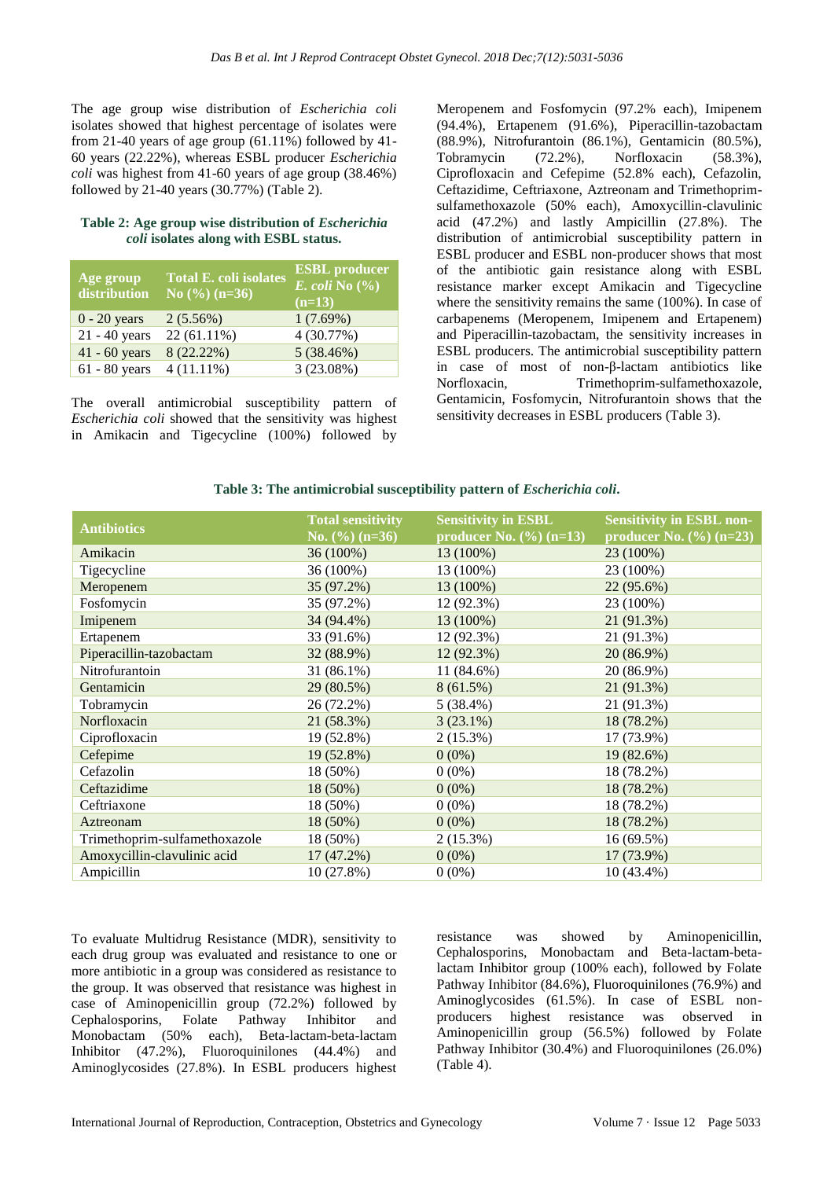The age group wise distribution of *Escherichia coli* isolates showed that highest percentage of isolates were from 21-40 years of age group (61.11%) followed by 41-60 years (22.22%), whereas ESBL producer *Escherichia coli* was highest from 41-60 years of age group (38.46%) followed by 21-40 years (30.77%) (Table 2).

**Table 2: Age group wise distribution of *Escherichia coli* isolates along with ESBL status.**

| Age group distribution | Total E. coli isolates No (%) (n=36) | ESBL producer *E. coli* No (%) (n=13) |
|---|---|---|
| 0 - 20 years | 2 (5.56%) | 1 (7.69%) |
| 21 - 40 years | 22 (61.11%) | 4 (30.77%) |
| 41 - 60 years | 8 (22.22%) | 5 (38.46%) |
| 61 - 80 years | 4 (11.11%) | 3 (23.08%) |

The overall antimicrobial susceptibility pattern of *Escherichia coli* showed that the sensitivity was highest in Amikacin and Tigecycline (100%) followed by Meropenem and Fosfomycin (97.2% each), Imipenem (94.4%), Ertapenem (91.6%), Piperacillin-tazobactam (88.9%), Nitrofurantoin (86.1%), Gentamicin (80.5%), Tobramycin (72.2%), Norfloxacin (58.3%), Ciprofloxacin and Cefepime (52.8% each), Cefazolin, Ceftazidime, Ceftriaxone, Aztreonam and Trimethoprim-sulfamethoxazole (50% each), Amoxycillin-clavulinic acid (47.2%) and lastly Ampicillin (27.8%). The distribution of antimicrobial susceptibility pattern in ESBL producer and ESBL non-producer shows that most of the antibiotic gain resistance along with ESBL resistance marker except Amikacin and Tigecycline where the sensitivity remains the same (100%). In case of carbapenems (Meropenem, Imipenem and Ertapenem) and Piperacillin-tazobactam, the sensitivity increases in ESBL producers. The antimicrobial susceptibility pattern in case of most of non-β-lactam antibiotics like Norfloxacin, Trimethoprim-sulfamethoxazole, Gentamicin, Fosfomycin, Nitrofurantoin shows that the sensitivity decreases in ESBL producers (Table 3).

**Table 3: The antimicrobial susceptibility pattern of *Escherichia coli*.**

| Antibiotics | Total sensitivity No. (%) (n=36) | Sensitivity in ESBL producer No. (%) (n=13) | Sensitivity in ESBL non-producer No. (%) (n=23) |
|---|---|---|---|
| Amikacin | 36 (100%) | 13 (100%) | 23 (100%) |
| Tigecycline | 36 (100%) | 13 (100%) | 23 (100%) |
| Meropenem | 35 (97.2%) | 13 (100%) | 22 (95.6%) |
| Fosfomycin | 35 (97.2%) | 12 (92.3%) | 23 (100%) |
| Imipenem | 34 (94.4%) | 13 (100%) | 21 (91.3%) |
| Ertapenem | 33 (91.6%) | 12 (92.3%) | 21 (91.3%) |
| Piperacillin-tazobactam | 32 (88.9%) | 12 (92.3%) | 20 (86.9%) |
| Nitrofurantoin | 31 (86.1%) | 11 (84.6%) | 20 (86.9%) |
| Gentamicin | 29 (80.5%) | 8 (61.5%) | 21 (91.3%) |
| Tobramycin | 26 (72.2%) | 5 (38.4%) | 21 (91.3%) |
| Norfloxacin | 21 (58.3%) | 3 (23.1%) | 18 (78.2%) |
| Ciprofloxacin | 19 (52.8%) | 2 (15.3%) | 17 (73.9%) |
| Cefepime | 19 (52.8%) | 0 (0%) | 19 (82.6%) |
| Cefazolin | 18 (50%) | 0 (0%) | 18 (78.2%) |
| Ceftazidime | 18 (50%) | 0 (0%) | 18 (78.2%) |
| Ceftriaxone | 18 (50%) | 0 (0%) | 18 (78.2%) |
| Aztreonam | 18 (50%) | 0 (0%) | 18 (78.2%) |
| Trimethoprim-sulfamethoxazole | 18 (50%) | 2 (15.3%) | 16 (69.5%) |
| Amoxycillin-clavulinic acid | 17 (47.2%) | 0 (0%) | 17 (73.9%) |
| Ampicillin | 10 (27.8%) | 0 (0%) | 10 (43.4%) |

To evaluate Multidrug Resistance (MDR), sensitivity to each drug group was evaluated and resistance to one or more antibiotic in a group was considered as resistance to the group. It was observed that resistance was highest in case of Aminopenicillin group (72.2%) followed by Cephalosporins, Folate Pathway Inhibitor and Monobactam (50% each), Beta-lactam-beta-lactam Inhibitor (47.2%), Fluoroquinilones (44.4%) and Aminoglycosides (27.8%). In ESBL producers highest resistance was showed by Aminopenicillin, Cephalosporins, Monobactam and Beta-lactam-beta-lactam Inhibitor group (100% each), followed by Folate Pathway Inhibitor (84.6%), Fluoroquinilones (76.9%) and Aminoglycosides (61.5%). In case of ESBL non-producers highest resistance was observed in Aminopenicillin group (56.5%) followed by Folate Pathway Inhibitor (30.4%) and Fluoroquinilones (26.0%) (Table 4).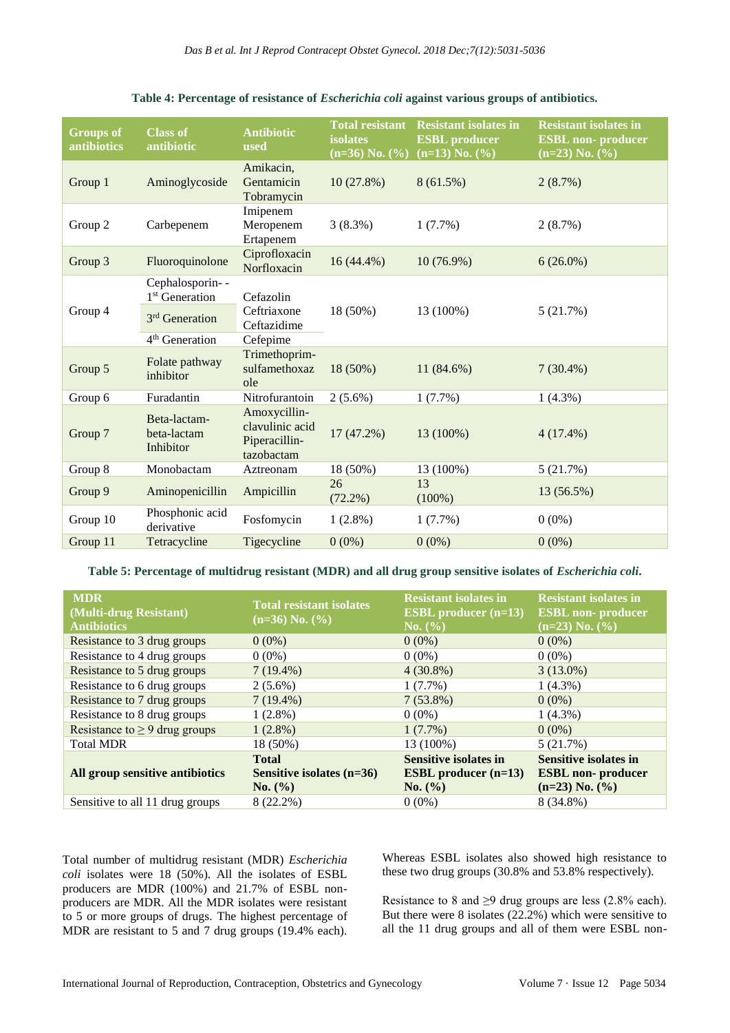**Table 4: Percentage of resistance of *Escherichia coli* against various groups of antibiotics.**

| Groups of antibiotics | Class of antibiotic | Antibiotic used | Total resistant isolates (n=36) No. (%) | Resistant isolates in ESBL producer (n=13) No. (%) | Resistant isolates in ESBL non- producer (n=23) No. (%) |
|---|---|---|---|---|---|
| Group 1 | Aminoglycoside | Amikacin, Gentamicin Tobramycin | 10 (27.8%) | 8 (61.5%) | 2 (8.7%) |
| Group 2 | Carbepenem | Imipenem Meropenem Ertapenem | 3 (8.3%) | 1 (7.7%) | 2 (8.7%) |
| Group 3 | Fluoroquinolone | Ciprofloxacin Norfloxacin | 16 (44.4%) | 10 (76.9%) | 6 (26.0%) |
| Group 4 | Cephalosporin- - 1st Generation<br>3rd Generation<br>4th Generation | Cefazolin<br>Ceftriaxone<br>Ceftazidime<br>Cefepime | 18 (50%) | 13 (100%) | 5 (21.7%) |
| Group 5 | Folate pathway inhibitor | Trimethoprim-sulfamethoxazole | 18 (50%) | 11 (84.6%) | 7 (30.4%) |
| Group 6 | Furadantin | Nitrofurantoin | 2 (5.6%) | 1 (7.7%) | 1 (4.3%) |
| Group 7 | Beta-lactam-beta-lactam Inhibitor | Amoxycillin-clavulinic acid Piperacillin-tazobactam | 17 (47.2%) | 13 (100%) | 4 (17.4%) |
| Group 8 | Monobactam | Aztreonam | 18 (50%) | 13 (100%) | 5 (21.7%) |
| Group 9 | Aminopenicillin | Ampicillin | 26 (72.2%) | 13 (100%) | 13 (56.5%) |
| Group 10 | Phosphonic acid derivative | Fosfomycin | 1 (2.8%) | 1 (7.7%) | 0 (0%) |
| Group 11 | Tetracycline | Tigecycline | 0 (0%) | 0 (0%) | 0 (0%) |

**Table 5: Percentage of multidrug resistant (MDR) and all drug group sensitive isolates of *Escherichia coli*.**

| MDR (Multi-drug Resistant) Antibiotics | Total resistant isolates (n=36) No. (%) | Resistant isolates in ESBL producer (n=13) No. (%) | Resistant isolates in ESBL non- producer (n=23) No. (%) |
|---|---|---|---|
| Resistance to 3 drug groups | 0 (0%) | 0 (0%) | 0 (0%) |
| Resistance to 4 drug groups | 0 (0%) | 0 (0%) | 0 (0%) |
| Resistance to 5 drug groups | 7 (19.4%) | 4 (30.8%) | 3 (13.0%) |
| Resistance to 6 drug groups | 2 (5.6%) | 1 (7.7%) | 1 (4.3%) |
| Resistance to 7 drug groups | 7 (19.4%) | 7 (53.8%) | 0 (0%) |
| Resistance to 8 drug groups | 1 (2.8%) | 0 (0%) | 1 (4.3%) |
| Resistance to ≥ 9 drug groups | 1 (2.8%) | 1 (7.7%) | 0 (0%) |
| Total MDR | 18 (50%) | 13 (100%) | 5 (21.7%) |
| **All group sensitive antibiotics** | **Total Sensitive isolates (n=36) No. (%)** | **Sensitive isolates in ESBL producer (n=13) No. (%)** | **Sensitive isolates in ESBL non- producer (n=23) No. (%)** |
| Sensitive to all 11 drug groups | 8 (22.2%) | 0 (0%) | 8 (34.8%) |

Total number of multidrug resistant (MDR) *Escherichia coli* isolates were 18 (50%). All the isolates of ESBL producers are MDR (100%) and 21.7% of ESBL non-producers are MDR. All the MDR isolates were resistant to 5 or more groups of drugs. The highest percentage of MDR are resistant to 5 and 7 drug groups (19.4% each). Whereas ESBL isolates also showed high resistance to these two drug groups (30.8% and 53.8% respectively).

Resistance to 8 and ≥9 drug groups are less (2.8% each). But there were 8 isolates (22.2%) which were sensitive to all the 11 drug groups and all of them were ESBL non-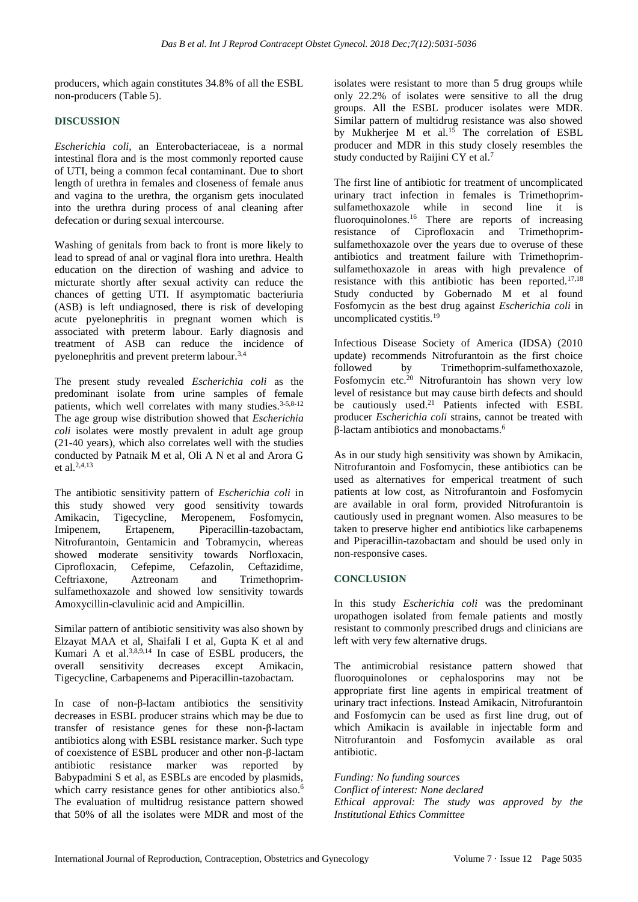producers, which again constitutes 34.8% of all the ESBL non-producers (Table 5).

## DISCUSSION

*Escherichia coli*, an Enterobacteriaceae, is a normal intestinal flora and is the most commonly reported cause of UTI, being a common fecal contaminant. Due to short length of urethra in females and closeness of female anus and vagina to the urethra, the organism gets inoculated into the urethra during process of anal cleaning after defecation or during sexual intercourse.

Washing of genitals from back to front is more likely to lead to spread of anal or vaginal flora into urethra. Health education on the direction of washing and advice to micturate shortly after sexual activity can reduce the chances of getting UTI. If asymptomatic bacteriuria (ASB) is left undiagnosed, there is risk of developing acute pyelonephritis in pregnant women which is associated with preterm labour. Early diagnosis and treatment of ASB can reduce the incidence of pyelonephritis and prevent preterm labour.[3,4]

The present study revealed *Escherichia coli* as the predominant isolate from urine samples of female patients, which well correlates with many studies.[3-5,8-12] The age group wise distribution showed that *Escherichia coli* isolates were mostly prevalent in adult age group (21-40 years), which also correlates well with the studies conducted by Patnaik M et al, Oli A N et al and Arora G et al.[2,4,13]

The antibiotic sensitivity pattern of *Escherichia coli* in this study showed very good sensitivity towards Amikacin, Tigecycline, Meropenem, Fosfomycin, Imipenem, Ertapenem, Piperacillin-tazobactam, Nitrofurantoin, Gentamicin and Tobramycin, whereas showed moderate sensitivity towards Norfloxacin, Ciprofloxacin, Cefepime, Cefazolin, Ceftazidime, Ceftriaxone, Aztreonam and Trimethoprim-sulfamethoxazole and showed low sensitivity towards Amoxycillin-clavulinic acid and Ampicillin.

Similar pattern of antibiotic sensitivity was also shown by Elzayat MAA et al, Shaifali I et al, Gupta K et al and Kumari A et al.[3,8,9,14] In case of ESBL producers, the overall sensitivity decreases except Amikacin, Tigecycline, Carbapenems and Piperacillin-tazobactam.

In case of non-β-lactam antibiotics the sensitivity decreases in ESBL producer strains which may be due to transfer of resistance genes for these non-β-lactam antibiotics along with ESBL resistance marker. Such type of coexistence of ESBL producer and other non-β-lactam antibiotic resistance marker was reported by Babypadmini S et al, as ESBLs are encoded by plasmids, which carry resistance genes for other antibiotics also.[6] The evaluation of multidrug resistance pattern showed that 50% of all the isolates were MDR and most of the isolates were resistant to more than 5 drug groups while only 22.2% of isolates were sensitive to all the drug groups. All the ESBL producer isolates were MDR. Similar pattern of multidrug resistance was also showed by Mukherjee M et al.[15] The correlation of ESBL producer and MDR in this study closely resembles the study conducted by Raijini CY et al.[7]

The first line of antibiotic for treatment of uncomplicated urinary tract infection in females is Trimethoprim-sulfamethoxazole while in second line it is fluoroquinolones.[16] There are reports of increasing resistance of Ciprofloxacin and Trimethoprim-sulfamethoxazole over the years due to overuse of these antibiotics and treatment failure with Trimethoprim-sulfamethoxazole in areas with high prevalence of resistance with this antibiotic has been reported.[17,18] Study conducted by Gobernado M et al found Fosfomycin as the best drug against *Escherichia coli* in uncomplicated cystitis.[19]

Infectious Disease Society of America (IDSA) (2010 update) recommends Nitrofurantoin as the first choice followed by Trimethoprim-sulfamethoxazole, Fosfomycin etc.[20] Nitrofurantoin has shown very low level of resistance but may cause birth defects and should be cautiously used.[21] Patients infected with ESBL producer *Escherichia coli* strains, cannot be treated with β-lactam antibiotics and monobactams.[6]

As in our study high sensitivity was shown by Amikacin, Nitrofurantoin and Fosfomycin, these antibiotics can be used as alternatives for emperical treatment of such patients at low cost, as Nitrofurantoin and Fosfomycin are available in oral form, provided Nitrofurantoin is cautiously used in pregnant women. Also measures to be taken to preserve higher end antibiotics like carbapenems and Piperacillin-tazobactam and should be used only in non-responsive cases.

## CONCLUSION

In this study *Escherichia coli* was the predominant uropathogen isolated from female patients and mostly resistant to commonly prescribed drugs and clinicians are left with very few alternative drugs.

The antimicrobial resistance pattern showed that fluoroquinolones or cephalosporins may not be appropriate first line agents in empirical treatment of urinary tract infections. Instead Amikacin, Nitrofurantoin and Fosfomycin can be used as first line drug, out of which Amikacin is available in injectable form and Nitrofurantoin and Fosfomycin available as oral antibiotic.

*Funding: No funding sources*
*Conflict of interest: None declared*
*Ethical approval: The study was approved by the Institutional Ethics Committee*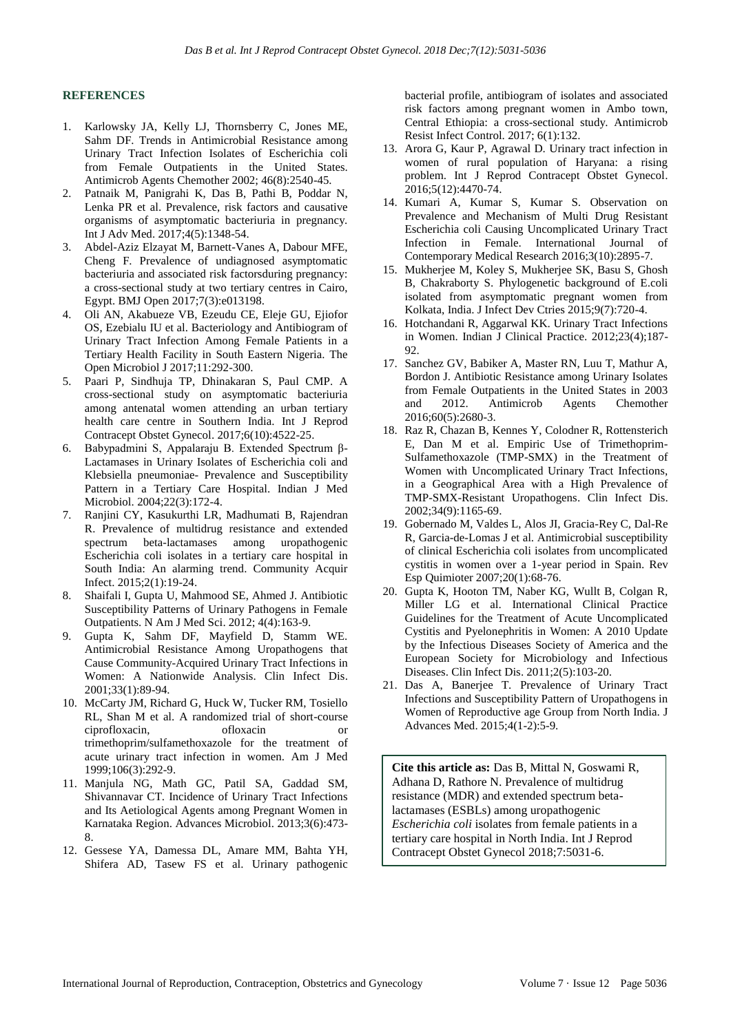## REFERENCES

1. Karlowsky JA, Kelly LJ, Thornsberry C, Jones ME, Sahm DF. Trends in Antimicrobial Resistance among Urinary Tract Infection Isolates of Escherichia coli from Female Outpatients in the United States. Antimicrob Agents Chemother 2002; 46(8):2540-45.
2. Patnaik M, Panigrahi K, Das B, Pathi B, Poddar N, Lenka PR et al. Prevalence, risk factors and causative organisms of asymptomatic bacteriuria in pregnancy. Int J Adv Med. 2017;4(5):1348-54.
3. Abdel-Aziz Elzayat M, Barnett-Vanes A, Dabour MFE, Cheng F. Prevalence of undiagnosed asymptomatic bacteriuria and associated risk factorsduring pregnancy: a cross-sectional study at two tertiary centres in Cairo, Egypt. BMJ Open 2017;7(3):e013198.
4. Oli AN, Akabueze VB, Ezeudu CE, Eleje GU, Ejiofor OS, Ezebialu IU et al. Bacteriology and Antibiogram of Urinary Tract Infection Among Female Patients in a Tertiary Health Facility in South Eastern Nigeria. The Open Microbiol J 2017;11:292-300.
5. Paari P, Sindhuja TP, Dhinakaran S, Paul CMP. A cross-sectional study on asymptomatic bacteriuria among antenatal women attending an urban tertiary health care centre in Southern India. Int J Reprod Contracept Obstet Gynecol. 2017;6(10):4522-25.
6. Babypadmini S, Appalaraju B. Extended Spectrum β-Lactamases in Urinary Isolates of Escherichia coli and Klebsiella pneumoniae- Prevalence and Susceptibility Pattern in a Tertiary Care Hospital. Indian J Med Microbiol. 2004;22(3):172-4.
7. Ranjini CY, Kasukurthi LR, Madhumati B, Rajendran R. Prevalence of multidrug resistance and extended spectrum beta-lactamases among uropathogenic Escherichia coli isolates in a tertiary care hospital in South India: An alarming trend. Community Acquir Infect. 2015;2(1):19-24.
8. Shaifali I, Gupta U, Mahmood SE, Ahmed J. Antibiotic Susceptibility Patterns of Urinary Pathogens in Female Outpatients. N Am J Med Sci. 2012; 4(4):163-9.
9. Gupta K, Sahm DF, Mayfield D, Stamm WE. Antimicrobial Resistance Among Uropathogens that Cause Community-Acquired Urinary Tract Infections in Women: A Nationwide Analysis. Clin Infect Dis. 2001;33(1):89-94.
10. McCarty JM, Richard G, Huck W, Tucker RM, Tosiello RL, Shan M et al. A randomized trial of short-course ciprofloxacin, ofloxacin or trimethoprim/sulfamethoxazole for the treatment of acute urinary tract infection in women. Am J Med 1999;106(3):292-9.
11. Manjula NG, Math GC, Patil SA, Gaddad SM, Shivannavar CT. Incidence of Urinary Tract Infections and Its Aetiological Agents among Pregnant Women in Karnataka Region. Advances Microbiol. 2013;3(6):473-8.
12. Gessese YA, Damessa DL, Amare MM, Bahta YH, Shifera AD, Tasew FS et al. Urinary pathogenic bacterial profile, antibiogram of isolates and associated risk factors among pregnant women in Ambo town, Central Ethiopia: a cross-sectional study. Antimicrob Resist Infect Control. 2017; 6(1):132.
13. Arora G, Kaur P, Agrawal D. Urinary tract infection in women of rural population of Haryana: a rising problem. Int J Reprod Contracept Obstet Gynecol. 2016;5(12):4470-74.
14. Kumari A, Kumar S, Kumar S. Observation on Prevalence and Mechanism of Multi Drug Resistant Escherichia coli Causing Uncomplicated Urinary Tract Infection in Female. International Journal of Contemporary Medical Research 2016;3(10):2895-7.
15. Mukherjee M, Koley S, Mukherjee SK, Basu S, Ghosh B, Chakraborty S. Phylogenetic background of E.coli isolated from asymptomatic pregnant women from Kolkata, India. J Infect Dev Ctries 2015;9(7):720-4.
16. Hotchandani R, Aggarwal KK. Urinary Tract Infections in Women. Indian J Clinical Practice. 2012;23(4);187-92.
17. Sanchez GV, Babiker A, Master RN, Luu T, Mathur A, Bordon J. Antibiotic Resistance among Urinary Isolates from Female Outpatients in the United States in 2003 and 2012. Antimicrob Agents Chemother 2016;60(5):2680-3.
18. Raz R, Chazan B, Kennes Y, Colodner R, Rottensterich E, Dan M et al. Empiric Use of Trimethoprim-Sulfamethoxazole (TMP-SMX) in the Treatment of Women with Uncomplicated Urinary Tract Infections, in a Geographical Area with a High Prevalence of TMP-SMX-Resistant Uropathogens. Clin Infect Dis. 2002;34(9):1165-69.
19. Gobernado M, Valdes L, Alos JI, Gracia-Rey C, Dal-Re R, Garcia-de-Lomas J et al. Antimicrobial susceptibility of clinical Escherichia coli isolates from uncomplicated cystitis in women over a 1-year period in Spain. Rev Esp Quimioter 2007;20(1):68-76.
20. Gupta K, Hooton TM, Naber KG, Wullt B, Colgan R, Miller LG et al. International Clinical Practice Guidelines for the Treatment of Acute Uncomplicated Cystitis and Pyelonephritis in Women: A 2010 Update by the Infectious Diseases Society of America and the European Society for Microbiology and Infectious Diseases. Clin Infect Dis. 2011;2(5):103-20.
21. Das A, Banerjee T. Prevalence of Urinary Tract Infections and Susceptibility Pattern of Uropathogens in Women of Reproductive age Group from North India. J Advances Med. 2015;4(1-2):5-9.

**Cite this article as:** Das B, Mittal N, Goswami R, Adhana D, Rathore N. Prevalence of multidrug resistance (MDR) and extended spectrum beta-lactamases (ESBLs) among uropathogenic *Escherichia coli* isolates from female patients in a tertiary care hospital in North India. Int J Reprod Contracept Obstet Gynecol 2018;7:5031-6.